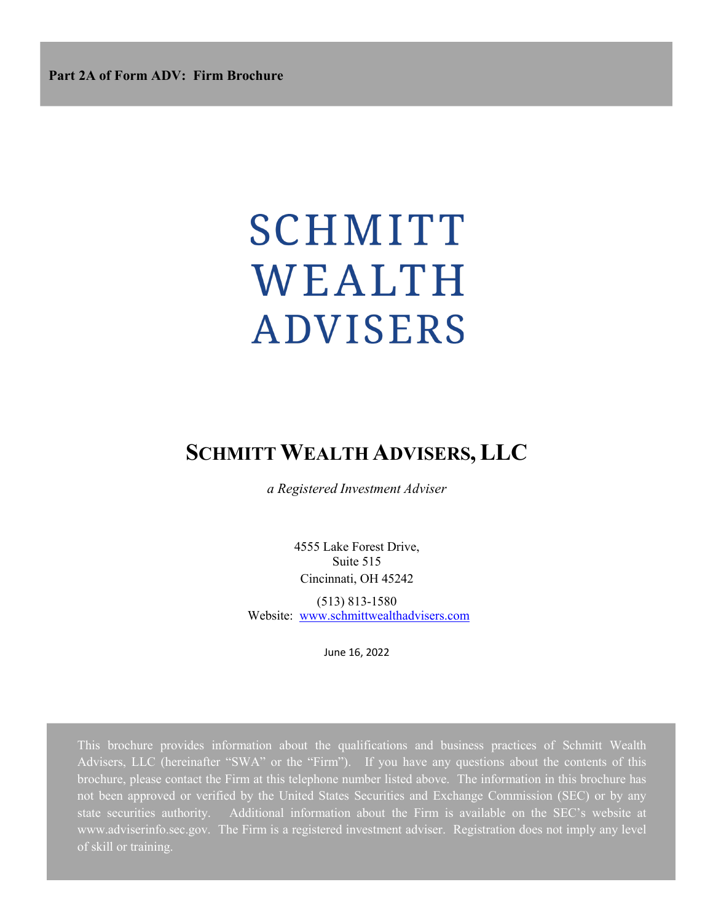**Part 2A of Form ADV: Firm Brochure**

# SCHMITT WEALTH ADVISERS

## SCHMITT WEALTH ADVISERS, LLC

*a Registered Investment Adviser*

4555 Lake Forest Drive,
Suite 515
Cincinnati, OH 45242

(513) 813-1580
Website: www.schmittwealthadvisers.com

June 16, 2022

This brochure provides information about the qualifications and business practices of Schmitt Wealth Advisers, LLC (hereinafter "SWA" or the "Firm"). If you have any questions about the contents of this brochure, please contact the Firm at this telephone number listed above. The information in this brochure has not been approved or verified by the United States Securities and Exchange Commission (SEC) or by any state securities authority. Additional information about the Firm is available on the SEC's website at www.adviserinfo.sec.gov. The Firm is a registered investment adviser. Registration does not imply any level of skill or training.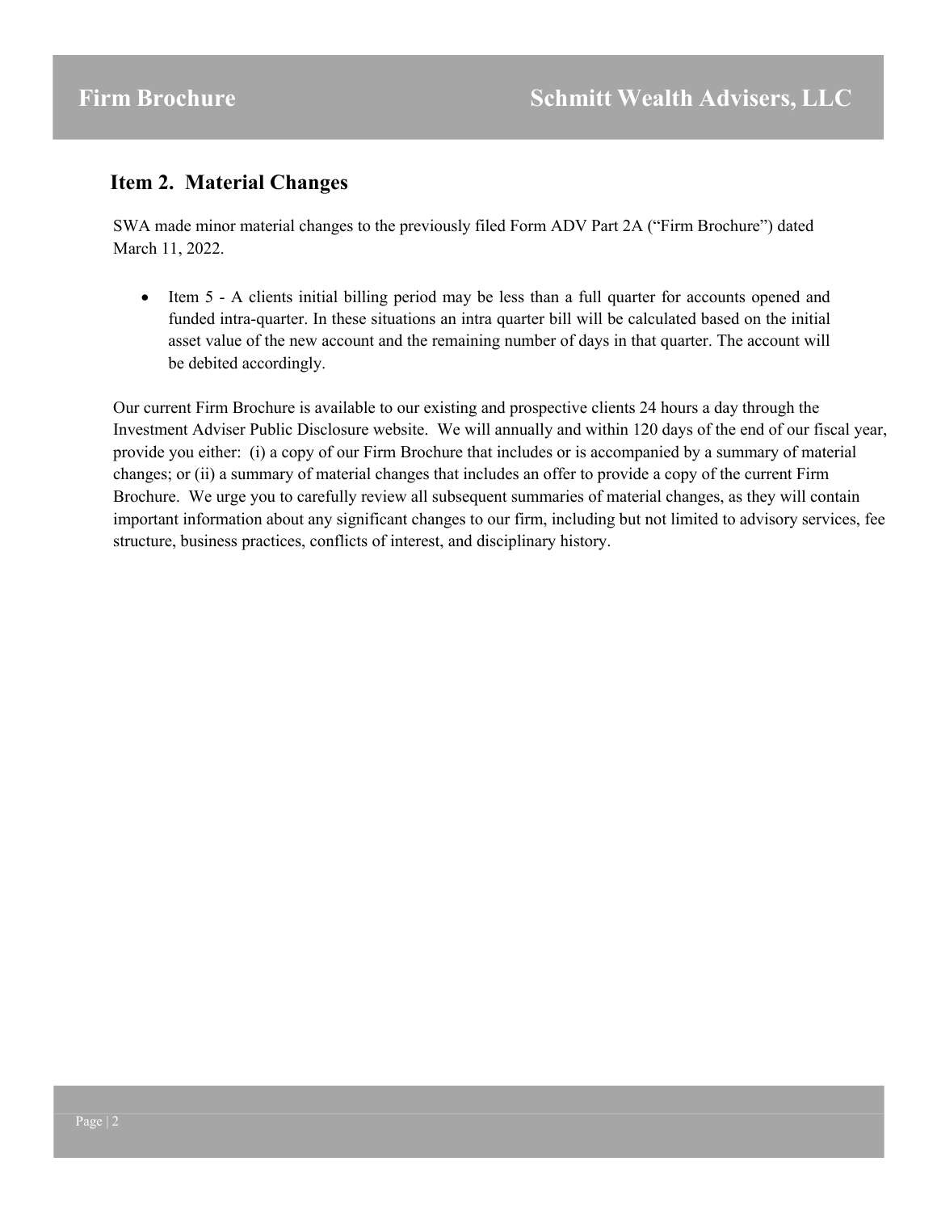## Item 2. Material Changes

SWA made minor material changes to the previously filed Form ADV Part 2A ("Firm Brochure") dated March 11, 2022.

- Item 5 - A clients initial billing period may be less than a full quarter for accounts opened and funded intra-quarter. In these situations an intra quarter bill will be calculated based on the initial asset value of the new account and the remaining number of days in that quarter. The account will be debited accordingly.

Our current Firm Brochure is available to our existing and prospective clients 24 hours a day through the Investment Adviser Public Disclosure website. We will annually and within 120 days of the end of our fiscal year, provide you either: (i) a copy of our Firm Brochure that includes or is accompanied by a summary of material changes; or (ii) a summary of material changes that includes an offer to provide a copy of the current Firm Brochure. We urge you to carefully review all subsequent summaries of material changes, as they will contain important information about any significant changes to our firm, including but not limited to advisory services, fee structure, business practices, conflicts of interest, and disciplinary history.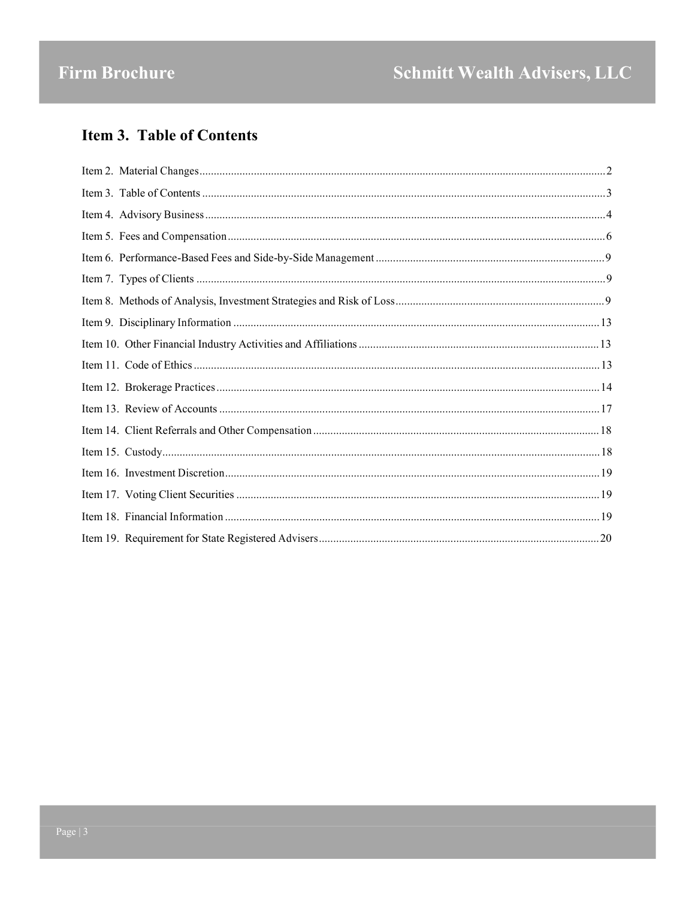# Item 3. Table of Contents

| Item | Page |
| --- | --- |
| Item 2. Material Changes | 2 |
| Item 3. Table of Contents | 3 |
| Item 4. Advisory Business | 4 |
| Item 5. Fees and Compensation | 6 |
| Item 6. Performance-Based Fees and Side-by-Side Management | 9 |
| Item 7. Types of Clients | 9 |
| Item 8. Methods of Analysis, Investment Strategies and Risk of Loss | 9 |
| Item 9. Disciplinary Information | 13 |
| Item 10. Other Financial Industry Activities and Affiliations | 13 |
| Item 11. Code of Ethics | 13 |
| Item 12. Brokerage Practices | 14 |
| Item 13. Review of Accounts | 17 |
| Item 14. Client Referrals and Other Compensation | 18 |
| Item 15. Custody | 18 |
| Item 16. Investment Discretion | 19 |
| Item 17. Voting Client Securities | 19 |
| Item 18. Financial Information | 19 |
| Item 19. Requirement for State Registered Advisers | 20 |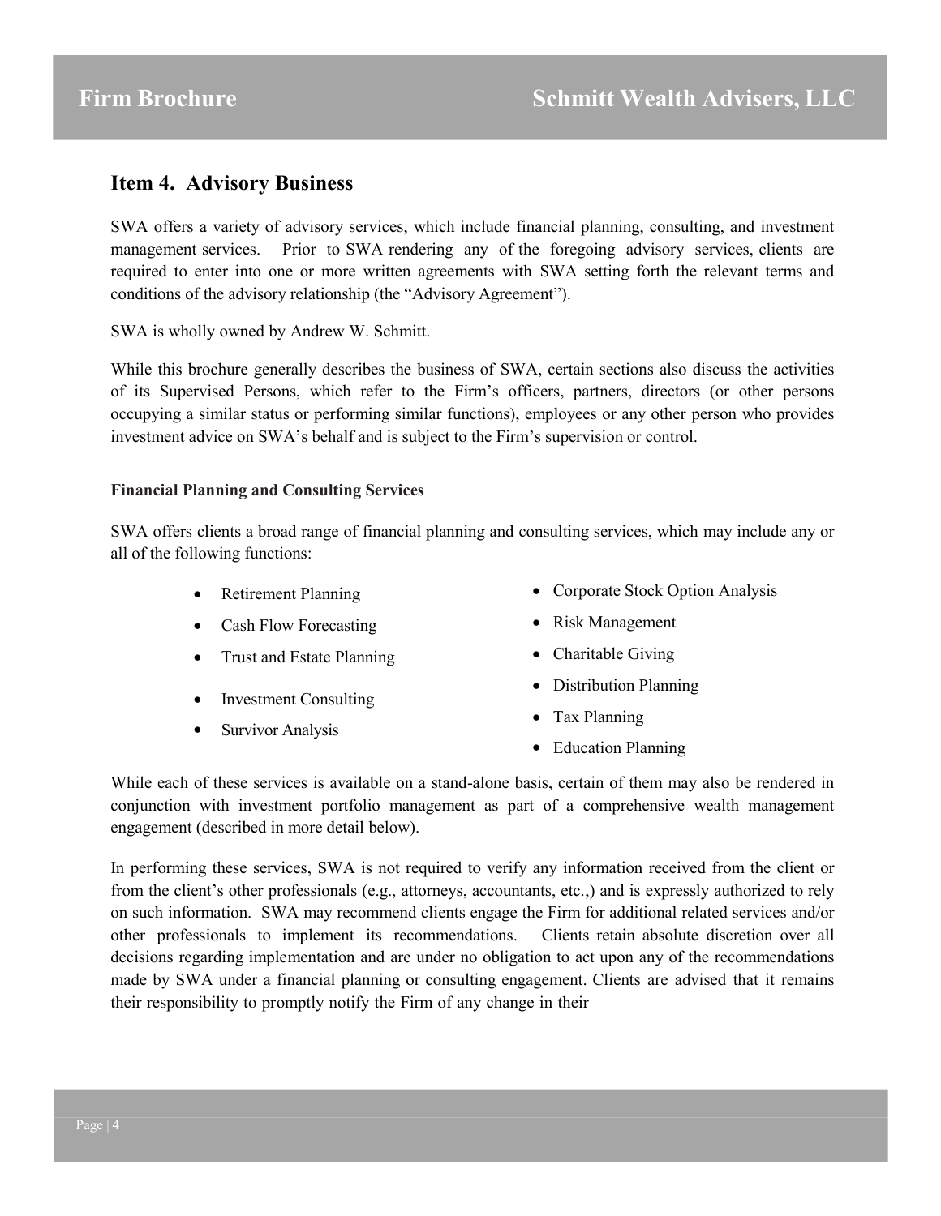## Item 4. Advisory Business

SWA offers a variety of advisory services, which include financial planning, consulting, and investment management services. Prior to SWA rendering any of the foregoing advisory services, clients are required to enter into one or more written agreements with SWA setting forth the relevant terms and conditions of the advisory relationship (the "Advisory Agreement").

SWA is wholly owned by Andrew W. Schmitt.

While this brochure generally describes the business of SWA, certain sections also discuss the activities of its Supervised Persons, which refer to the Firm's officers, partners, directors (or other persons occupying a similar status or performing similar functions), employees or any other person who provides investment advice on SWA's behalf and is subject to the Firm's supervision or control.

**Financial Planning and Consulting Services**

SWA offers clients a broad range of financial planning and consulting services, which may include any or all of the following functions:

- Retirement Planning
- Cash Flow Forecasting
- Trust and Estate Planning
- Investment Consulting
- Survivor Analysis
- Corporate Stock Option Analysis
- Risk Management
- Charitable Giving
- Distribution Planning
- Tax Planning
- Education Planning

While each of these services is available on a stand-alone basis, certain of them may also be rendered in conjunction with investment portfolio management as part of a comprehensive wealth management engagement (described in more detail below).

In performing these services, SWA is not required to verify any information received from the client or from the client's other professionals (e.g., attorneys, accountants, etc.,) and is expressly authorized to rely on such information. SWA may recommend clients engage the Firm for additional related services and/or other professionals to implement its recommendations. Clients retain absolute discretion over all decisions regarding implementation and are under no obligation to act upon any of the recommendations made by SWA under a financial planning or consulting engagement. Clients are advised that it remains their responsibility to promptly notify the Firm of any change in their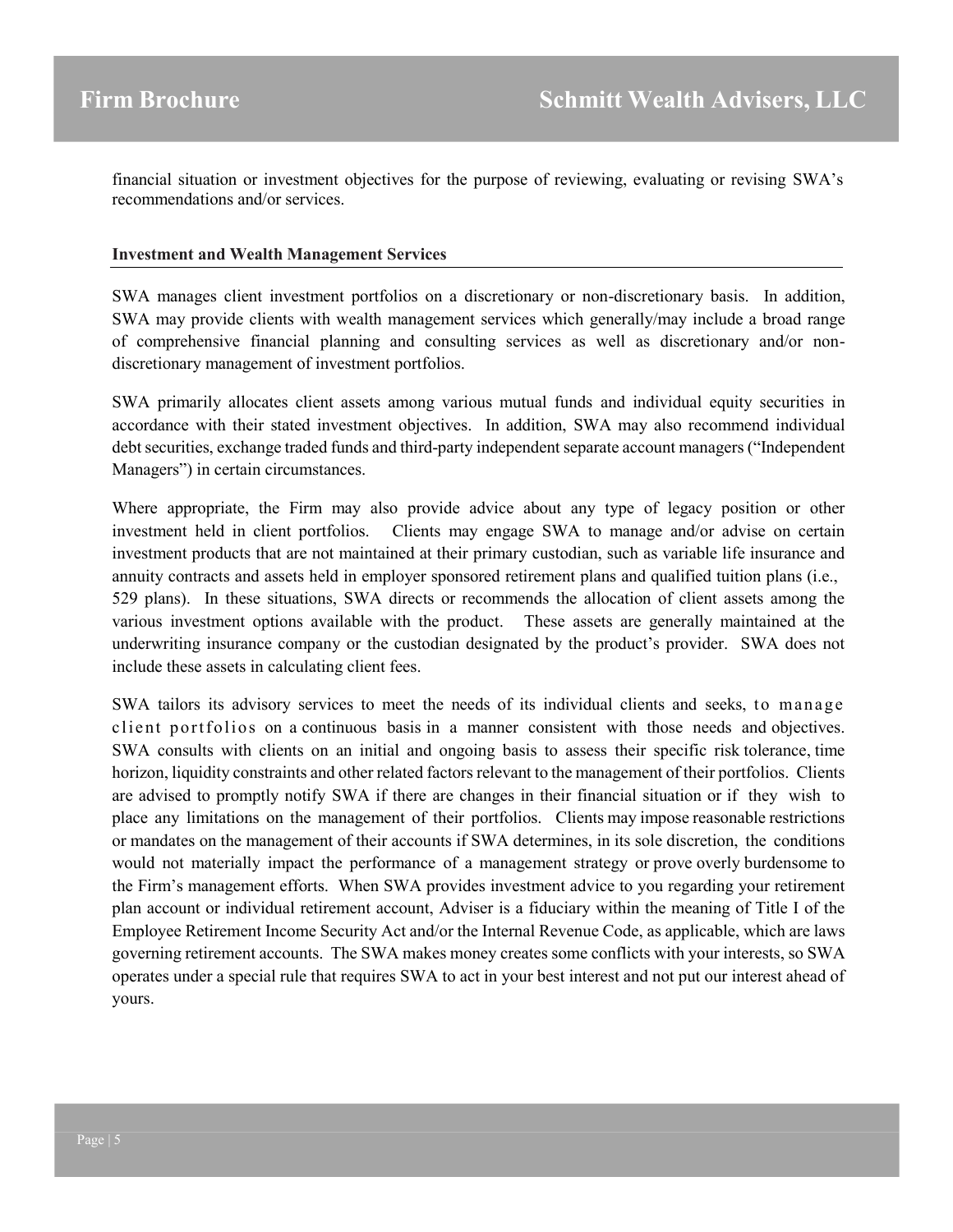financial situation or investment objectives for the purpose of reviewing, evaluating or revising SWA's recommendations and/or services.

### Investment and Wealth Management Services

SWA manages client investment portfolios on a discretionary or non-discretionary basis. In addition, SWA may provide clients with wealth management services which generally/may include a broad range of comprehensive financial planning and consulting services as well as discretionary and/or non-discretionary management of investment portfolios.

SWA primarily allocates client assets among various mutual funds and individual equity securities in accordance with their stated investment objectives. In addition, SWA may also recommend individual debt securities, exchange traded funds and third-party independent separate account managers ("Independent Managers") in certain circumstances.

Where appropriate, the Firm may also provide advice about any type of legacy position or other investment held in client portfolios. Clients may engage SWA to manage and/or advise on certain investment products that are not maintained at their primary custodian, such as variable life insurance and annuity contracts and assets held in employer sponsored retirement plans and qualified tuition plans (i.e., 529 plans). In these situations, SWA directs or recommends the allocation of client assets among the various investment options available with the product. These assets are generally maintained at the underwriting insurance company or the custodian designated by the product's provider. SWA does not include these assets in calculating client fees.

SWA tailors its advisory services to meet the needs of its individual clients and seeks, to manage client portfolios on a continuous basis in a manner consistent with those needs and objectives. SWA consults with clients on an initial and ongoing basis to assess their specific risk tolerance, time horizon, liquidity constraints and other related factors relevant to the management of their portfolios. Clients are advised to promptly notify SWA if there are changes in their financial situation or if they wish to place any limitations on the management of their portfolios. Clients may impose reasonable restrictions or mandates on the management of their accounts if SWA determines, in its sole discretion, the conditions would not materially impact the performance of a management strategy or prove overly burdensome to the Firm's management efforts. When SWA provides investment advice to you regarding your retirement plan account or individual retirement account, Adviser is a fiduciary within the meaning of Title I of the Employee Retirement Income Security Act and/or the Internal Revenue Code, as applicable, which are laws governing retirement accounts. The SWA makes money creates some conflicts with your interests, so SWA operates under a special rule that requires SWA to act in your best interest and not put our interest ahead of yours.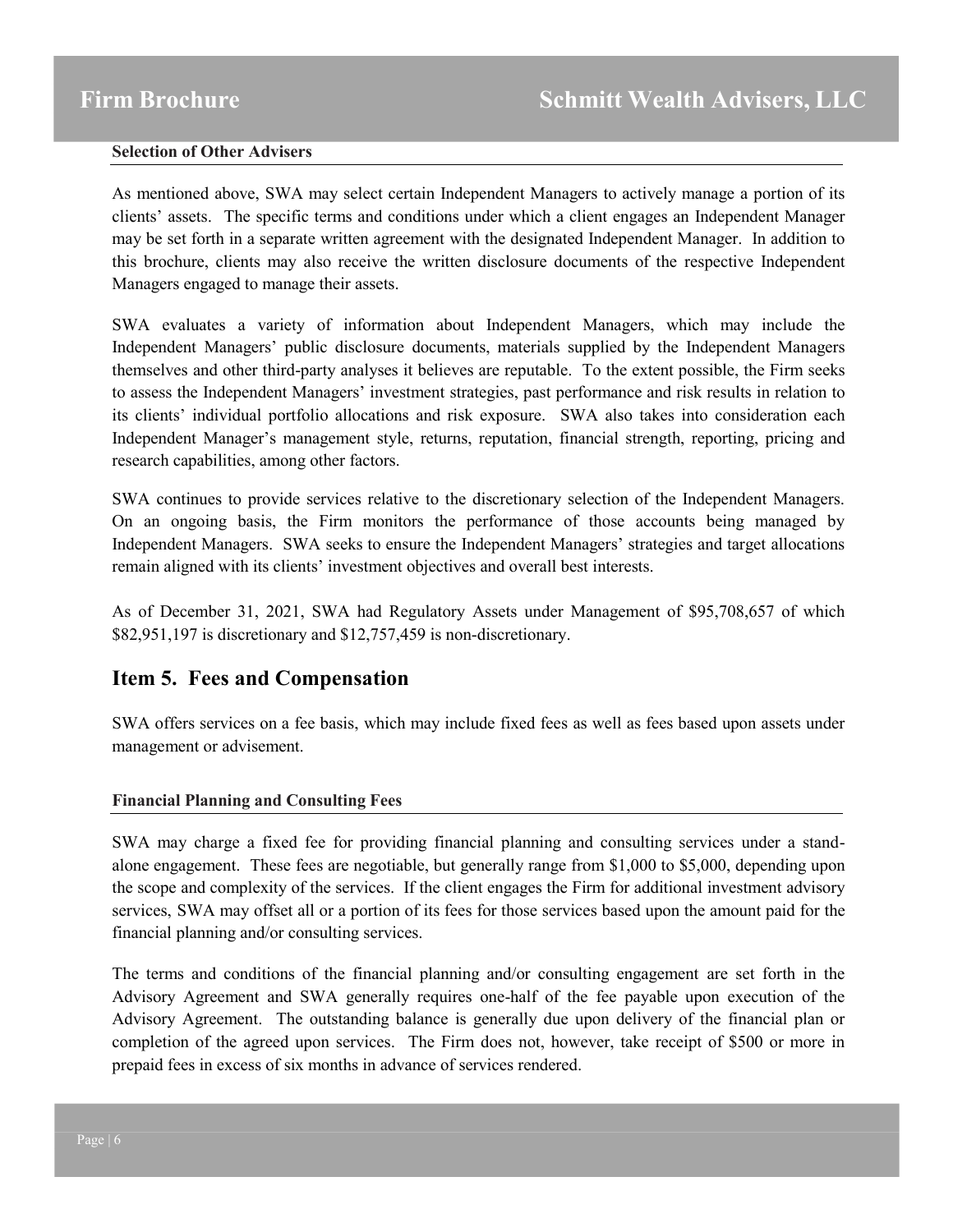### Selection of Other Advisers

As mentioned above, SWA may select certain Independent Managers to actively manage a portion of its clients' assets. The specific terms and conditions under which a client engages an Independent Manager may be set forth in a separate written agreement with the designated Independent Manager. In addition to this brochure, clients may also receive the written disclosure documents of the respective Independent Managers engaged to manage their assets.

SWA evaluates a variety of information about Independent Managers, which may include the Independent Managers' public disclosure documents, materials supplied by the Independent Managers themselves and other third-party analyses it believes are reputable. To the extent possible, the Firm seeks to assess the Independent Managers' investment strategies, past performance and risk results in relation to its clients' individual portfolio allocations and risk exposure. SWA also takes into consideration each Independent Manager's management style, returns, reputation, financial strength, reporting, pricing and research capabilities, among other factors.

SWA continues to provide services relative to the discretionary selection of the Independent Managers. On an ongoing basis, the Firm monitors the performance of those accounts being managed by Independent Managers. SWA seeks to ensure the Independent Managers' strategies and target allocations remain aligned with its clients' investment objectives and overall best interests.

As of December 31, 2021, SWA had Regulatory Assets under Management of $95,708,657 of which $82,951,197 is discretionary and $12,757,459 is non-discretionary.

## Item 5. Fees and Compensation

SWA offers services on a fee basis, which may include fixed fees as well as fees based upon assets under management or advisement.

### Financial Planning and Consulting Fees

SWA may charge a fixed fee for providing financial planning and consulting services under a stand-alone engagement. These fees are negotiable, but generally range from $1,000 to $5,000, depending upon the scope and complexity of the services. If the client engages the Firm for additional investment advisory services, SWA may offset all or a portion of its fees for those services based upon the amount paid for the financial planning and/or consulting services.

The terms and conditions of the financial planning and/or consulting engagement are set forth in the Advisory Agreement and SWA generally requires one-half of the fee payable upon execution of the Advisory Agreement. The outstanding balance is generally due upon delivery of the financial plan or completion of the agreed upon services. The Firm does not, however, take receipt of $500 or more in prepaid fees in excess of six months in advance of services rendered.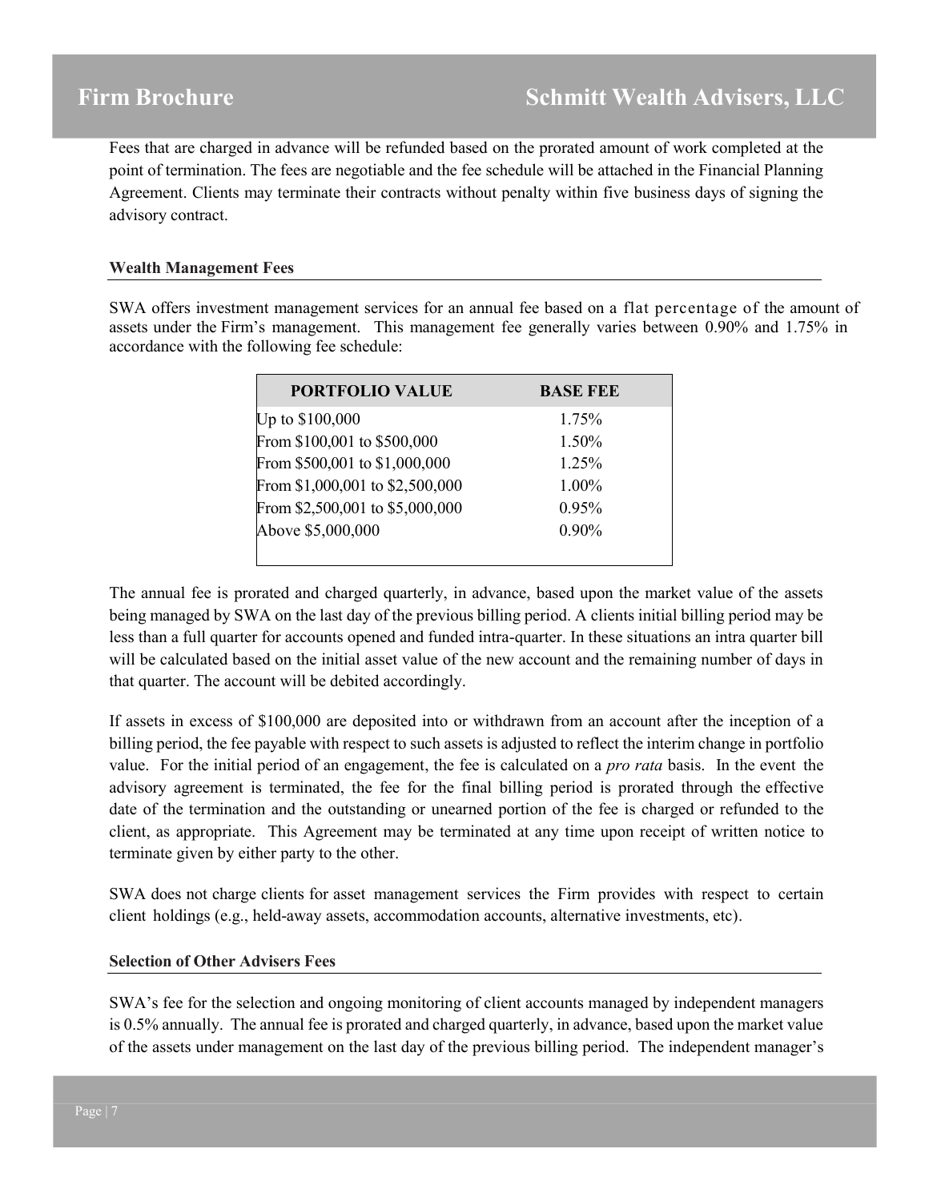Fees that are charged in advance will be refunded based on the prorated amount of work completed at the point of termination. The fees are negotiable and the fee schedule will be attached in the Financial Planning Agreement. Clients may terminate their contracts without penalty within five business days of signing the advisory contract.

### Wealth Management Fees

SWA offers investment management services for an annual fee based on a flat percentage of the amount of assets under the Firm's management. This management fee generally varies between 0.90% and 1.75% in accordance with the following fee schedule:

| PORTFOLIO VALUE | BASE FEE |
|---|---|
| Up to \$100,000 | 1.75% |
| From \$100,001 to \$500,000 | 1.50% |
| From \$500,001 to \$1,000,000 | 1.25% |
| From \$1,000,001 to \$2,500,000 | 1.00% |
| From \$2,500,001 to \$5,000,000 | 0.95% |
| Above \$5,000,000 | 0.90% |

The annual fee is prorated and charged quarterly, in advance, based upon the market value of the assets being managed by SWA on the last day of the previous billing period. A clients initial billing period may be less than a full quarter for accounts opened and funded intra-quarter. In these situations an intra quarter bill will be calculated based on the initial asset value of the new account and the remaining number of days in that quarter. The account will be debited accordingly.

If assets in excess of \$100,000 are deposited into or withdrawn from an account after the inception of a billing period, the fee payable with respect to such assets is adjusted to reflect the interim change in portfolio value. For the initial period of an engagement, the fee is calculated on a *pro rata* basis. In the event the advisory agreement is terminated, the fee for the final billing period is prorated through the effective date of the termination and the outstanding or unearned portion of the fee is charged or refunded to the client, as appropriate. This Agreement may be terminated at any time upon receipt of written notice to terminate given by either party to the other.

SWA does not charge clients for asset management services the Firm provides with respect to certain client holdings (e.g., held-away assets, accommodation accounts, alternative investments, etc).

### Selection of Other Advisers Fees

SWA's fee for the selection and ongoing monitoring of client accounts managed by independent managers is 0.5% annually. The annual fee is prorated and charged quarterly, in advance, based upon the market value of the assets under management on the last day of the previous billing period. The independent manager's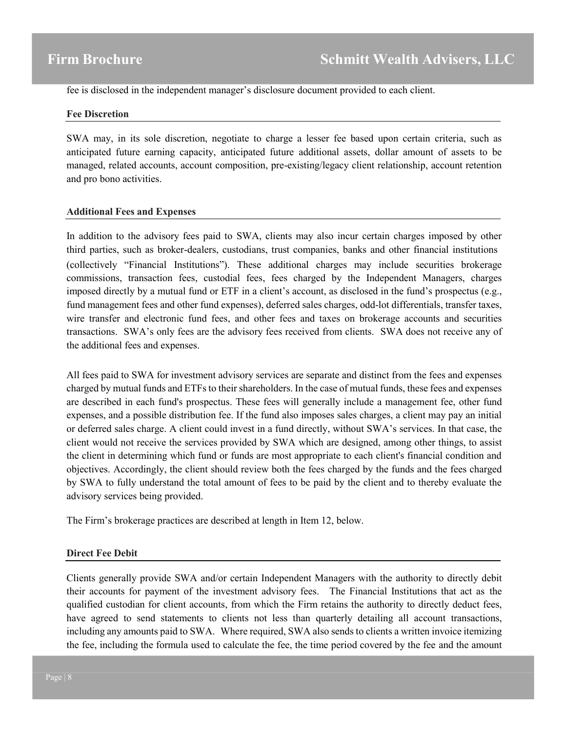fee is disclosed in the independent manager's disclosure document provided to each client.

### Fee Discretion

SWA may, in its sole discretion, negotiate to charge a lesser fee based upon certain criteria, such as anticipated future earning capacity, anticipated future additional assets, dollar amount of assets to be managed, related accounts, account composition, pre-existing/legacy client relationship, account retention and pro bono activities.

### Additional Fees and Expenses

In addition to the advisory fees paid to SWA, clients may also incur certain charges imposed by other third parties, such as broker-dealers, custodians, trust companies, banks and other financial institutions (collectively "Financial Institutions"). These additional charges may include securities brokerage commissions, transaction fees, custodial fees, fees charged by the Independent Managers, charges imposed directly by a mutual fund or ETF in a client's account, as disclosed in the fund's prospectus (e.g., fund management fees and other fund expenses), deferred sales charges, odd-lot differentials, transfer taxes, wire transfer and electronic fund fees, and other fees and taxes on brokerage accounts and securities transactions. SWA's only fees are the advisory fees received from clients. SWA does not receive any of the additional fees and expenses.

All fees paid to SWA for investment advisory services are separate and distinct from the fees and expenses charged by mutual funds and ETFs to their shareholders. In the case of mutual funds, these fees and expenses are described in each fund's prospectus. These fees will generally include a management fee, other fund expenses, and a possible distribution fee. If the fund also imposes sales charges, a client may pay an initial or deferred sales charge. A client could invest in a fund directly, without SWA's services. In that case, the client would not receive the services provided by SWA which are designed, among other things, to assist the client in determining which fund or funds are most appropriate to each client's financial condition and objectives. Accordingly, the client should review both the fees charged by the funds and the fees charged by SWA to fully understand the total amount of fees to be paid by the client and to thereby evaluate the advisory services being provided.

The Firm's brokerage practices are described at length in Item 12, below.

### Direct Fee Debit

Clients generally provide SWA and/or certain Independent Managers with the authority to directly debit their accounts for payment of the investment advisory fees. The Financial Institutions that act as the qualified custodian for client accounts, from which the Firm retains the authority to directly deduct fees, have agreed to send statements to clients not less than quarterly detailing all account transactions, including any amounts paid to SWA. Where required, SWA also sends to clients a written invoice itemizing the fee, including the formula used to calculate the fee, the time period covered by the fee and the amount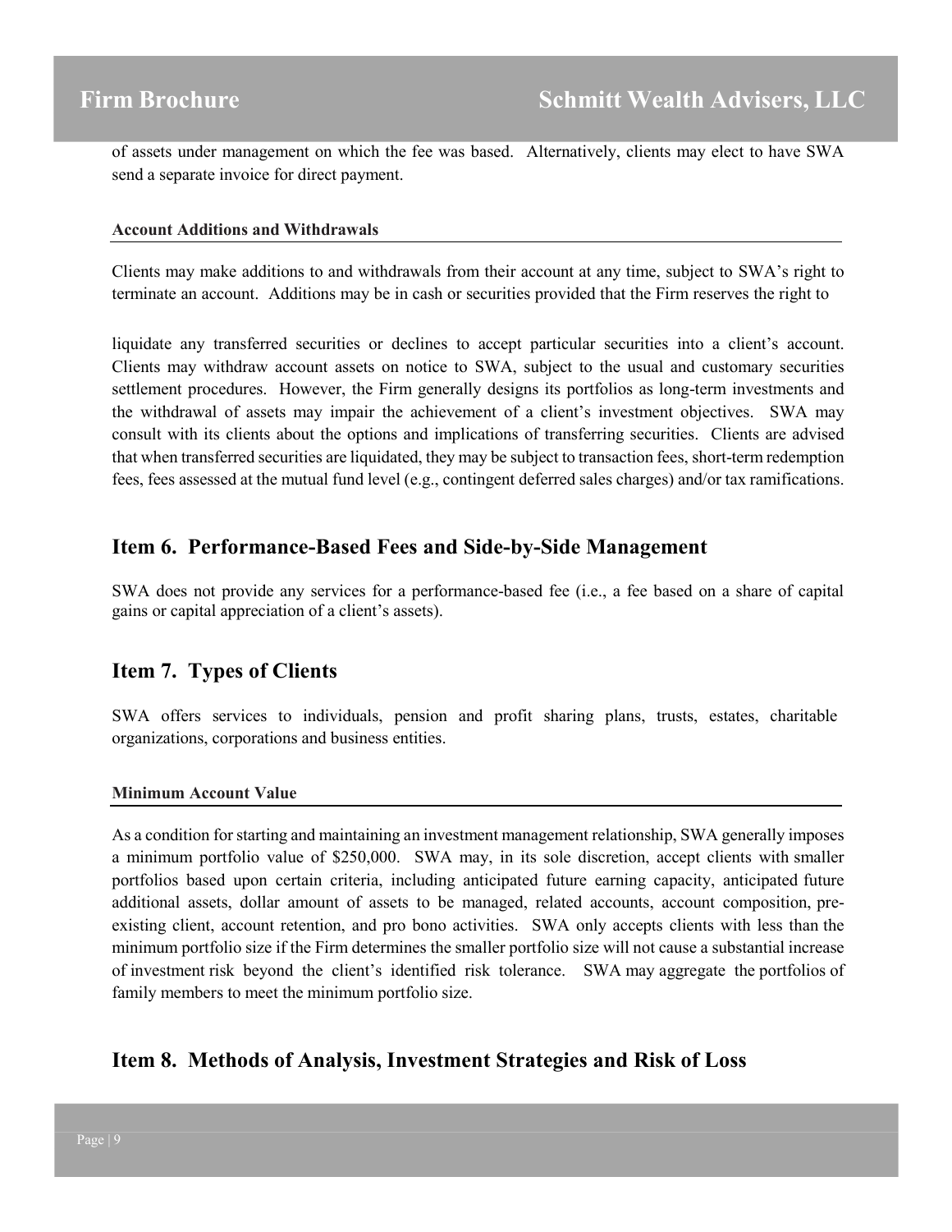of assets under management on which the fee was based. Alternatively, clients may elect to have SWA send a separate invoice for direct payment.

#### Account Additions and Withdrawals

Clients may make additions to and withdrawals from their account at any time, subject to SWA's right to terminate an account. Additions may be in cash or securities provided that the Firm reserves the right to

liquidate any transferred securities or declines to accept particular securities into a client's account. Clients may withdraw account assets on notice to SWA, subject to the usual and customary securities settlement procedures. However, the Firm generally designs its portfolios as long-term investments and the withdrawal of assets may impair the achievement of a client's investment objectives. SWA may consult with its clients about the options and implications of transferring securities. Clients are advised that when transferred securities are liquidated, they may be subject to transaction fees, short-term redemption fees, fees assessed at the mutual fund level (e.g., contingent deferred sales charges) and/or tax ramifications.

## Item 6. Performance-Based Fees and Side-by-Side Management

SWA does not provide any services for a performance-based fee (i.e., a fee based on a share of capital gains or capital appreciation of a client's assets).

## Item 7. Types of Clients

SWA offers services to individuals, pension and profit sharing plans, trusts, estates, charitable organizations, corporations and business entities.

#### Minimum Account Value

As a condition for starting and maintaining an investment management relationship, SWA generally imposes a minimum portfolio value of $250,000. SWA may, in its sole discretion, accept clients with smaller portfolios based upon certain criteria, including anticipated future earning capacity, anticipated future additional assets, dollar amount of assets to be managed, related accounts, account composition, pre-existing client, account retention, and pro bono activities. SWA only accepts clients with less than the minimum portfolio size if the Firm determines the smaller portfolio size will not cause a substantial increase of investment risk beyond the client's identified risk tolerance. SWA may aggregate the portfolios of family members to meet the minimum portfolio size.

## Item 8. Methods of Analysis, Investment Strategies and Risk of Loss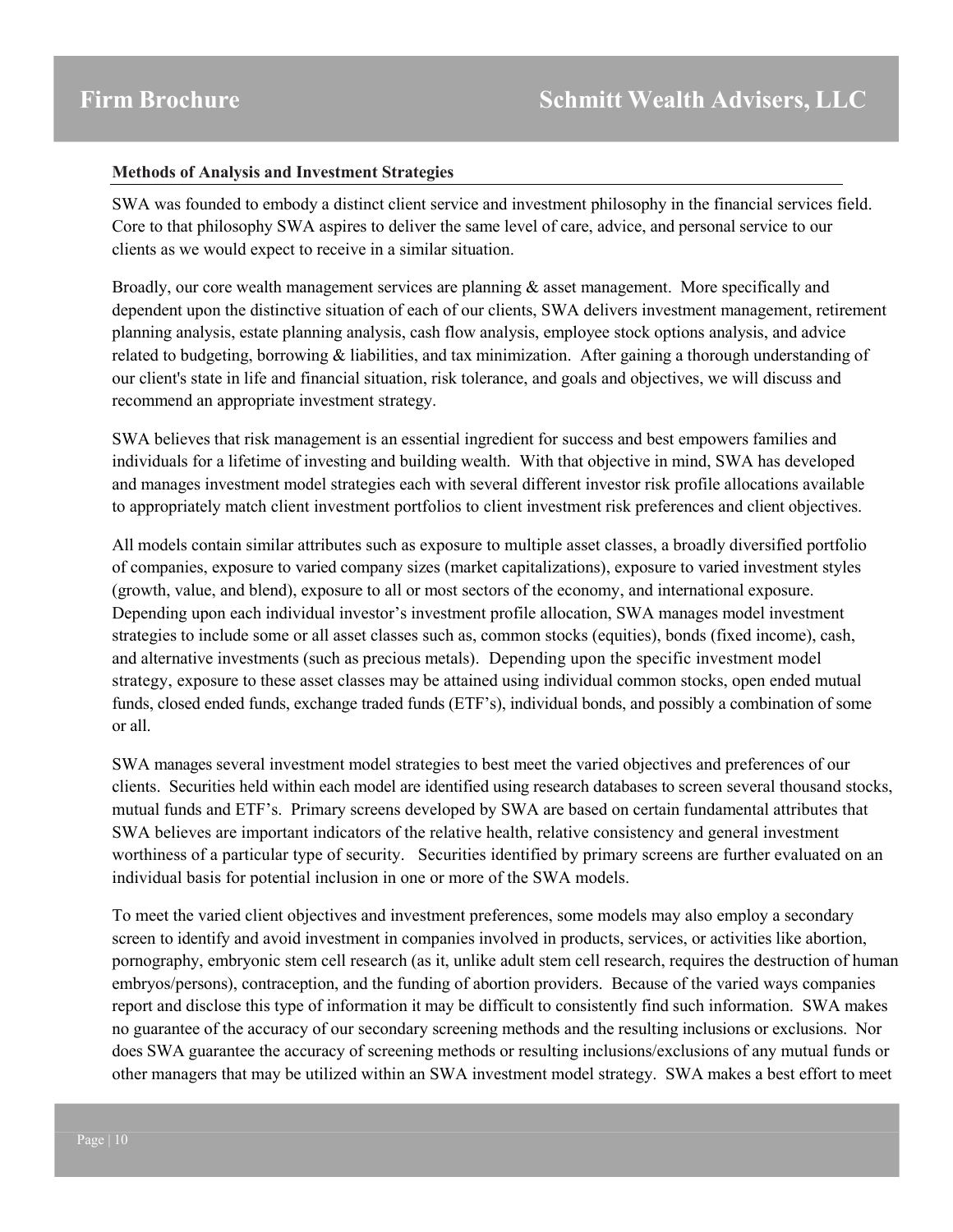**Methods of Analysis and Investment Strategies**

SWA was founded to embody a distinct client service and investment philosophy in the financial services field. Core to that philosophy SWA aspires to deliver the same level of care, advice, and personal service to our clients as we would expect to receive in a similar situation.

Broadly, our core wealth management services are planning & asset management. More specifically and dependent upon the distinctive situation of each of our clients, SWA delivers investment management, retirement planning analysis, estate planning analysis, cash flow analysis, employee stock options analysis, and advice related to budgeting, borrowing & liabilities, and tax minimization. After gaining a thorough understanding of our client's state in life and financial situation, risk tolerance, and goals and objectives, we will discuss and recommend an appropriate investment strategy.

SWA believes that risk management is an essential ingredient for success and best empowers families and individuals for a lifetime of investing and building wealth. With that objective in mind, SWA has developed and manages investment model strategies each with several different investor risk profile allocations available to appropriately match client investment portfolios to client investment risk preferences and client objectives.

All models contain similar attributes such as exposure to multiple asset classes, a broadly diversified portfolio of companies, exposure to varied company sizes (market capitalizations), exposure to varied investment styles (growth, value, and blend), exposure to all or most sectors of the economy, and international exposure. Depending upon each individual investor's investment profile allocation, SWA manages model investment strategies to include some or all asset classes such as, common stocks (equities), bonds (fixed income), cash, and alternative investments (such as precious metals). Depending upon the specific investment model strategy, exposure to these asset classes may be attained using individual common stocks, open ended mutual funds, closed ended funds, exchange traded funds (ETF's), individual bonds, and possibly a combination of some or all.

SWA manages several investment model strategies to best meet the varied objectives and preferences of our clients. Securities held within each model are identified using research databases to screen several thousand stocks, mutual funds and ETF's. Primary screens developed by SWA are based on certain fundamental attributes that SWA believes are important indicators of the relative health, relative consistency and general investment worthiness of a particular type of security. Securities identified by primary screens are further evaluated on an individual basis for potential inclusion in one or more of the SWA models.

To meet the varied client objectives and investment preferences, some models may also employ a secondary screen to identify and avoid investment in companies involved in products, services, or activities like abortion, pornography, embryonic stem cell research (as it, unlike adult stem cell research, requires the destruction of human embryos/persons), contraception, and the funding of abortion providers. Because of the varied ways companies report and disclose this type of information it may be difficult to consistently find such information. SWA makes no guarantee of the accuracy of our secondary screening methods and the resulting inclusions or exclusions. Nor does SWA guarantee the accuracy of screening methods or resulting inclusions/exclusions of any mutual funds or other managers that may be utilized within an SWA investment model strategy. SWA makes a best effort to meet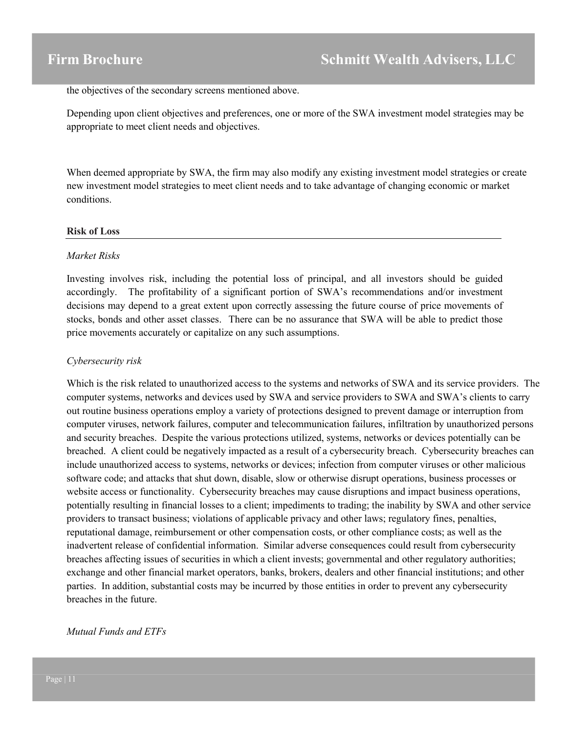the objectives of the secondary screens mentioned above.

Depending upon client objectives and preferences, one or more of the SWA investment model strategies may be appropriate to meet client needs and objectives.

When deemed appropriate by SWA, the firm may also modify any existing investment model strategies or create new investment model strategies to meet client needs and to take advantage of changing economic or market conditions.

**Risk of Loss**

*Market Risks*

Investing involves risk, including the potential loss of principal, and all investors should be guided accordingly. The profitability of a significant portion of SWA's recommendations and/or investment decisions may depend to a great extent upon correctly assessing the future course of price movements of stocks, bonds and other asset classes. There can be no assurance that SWA will be able to predict those price movements accurately or capitalize on any such assumptions.

*Cybersecurity risk*

Which is the risk related to unauthorized access to the systems and networks of SWA and its service providers. The computer systems, networks and devices used by SWA and service providers to SWA and SWA's clients to carry out routine business operations employ a variety of protections designed to prevent damage or interruption from computer viruses, network failures, computer and telecommunication failures, infiltration by unauthorized persons and security breaches. Despite the various protections utilized, systems, networks or devices potentially can be breached. A client could be negatively impacted as a result of a cybersecurity breach. Cybersecurity breaches can include unauthorized access to systems, networks or devices; infection from computer viruses or other malicious software code; and attacks that shut down, disable, slow or otherwise disrupt operations, business processes or website access or functionality. Cybersecurity breaches may cause disruptions and impact business operations, potentially resulting in financial losses to a client; impediments to trading; the inability by SWA and other service providers to transact business; violations of applicable privacy and other laws; regulatory fines, penalties, reputational damage, reimbursement or other compensation costs, or other compliance costs; as well as the inadvertent release of confidential information. Similar adverse consequences could result from cybersecurity breaches affecting issues of securities in which a client invests; governmental and other regulatory authorities; exchange and other financial market operators, banks, brokers, dealers and other financial institutions; and other parties. In addition, substantial costs may be incurred by those entities in order to prevent any cybersecurity breaches in the future.

*Mutual Funds and ETFs*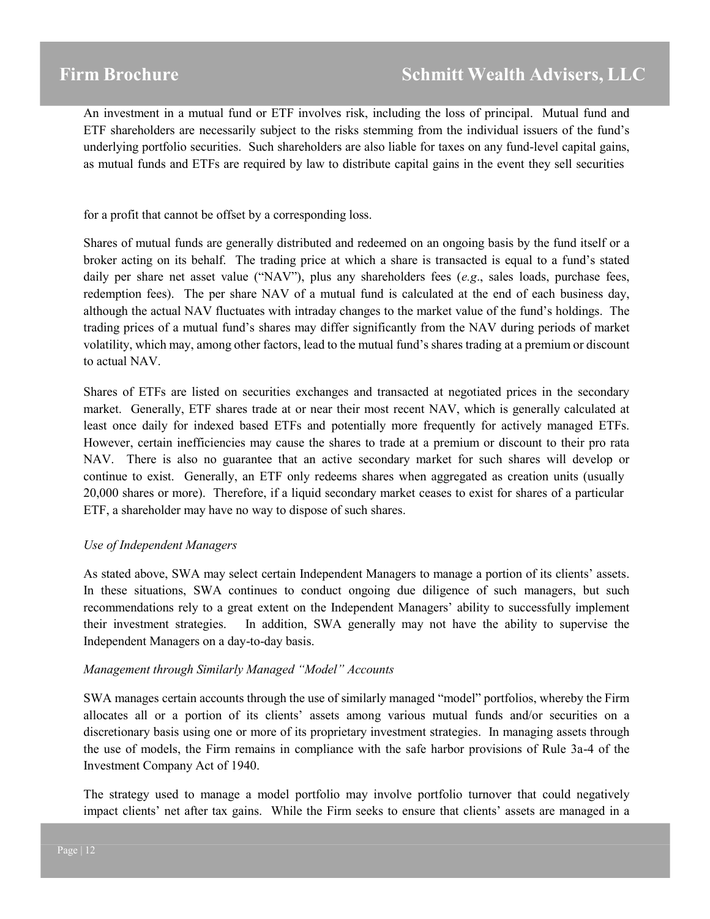An investment in a mutual fund or ETF involves risk, including the loss of principal. Mutual fund and ETF shareholders are necessarily subject to the risks stemming from the individual issuers of the fund's underlying portfolio securities. Such shareholders are also liable for taxes on any fund-level capital gains, as mutual funds and ETFs are required by law to distribute capital gains in the event they sell securities for a profit that cannot be offset by a corresponding loss.

Shares of mutual funds are generally distributed and redeemed on an ongoing basis by the fund itself or a broker acting on its behalf. The trading price at which a share is transacted is equal to a fund's stated daily per share net asset value ("NAV"), plus any shareholders fees (*e.g*., sales loads, purchase fees, redemption fees). The per share NAV of a mutual fund is calculated at the end of each business day, although the actual NAV fluctuates with intraday changes to the market value of the fund's holdings. The trading prices of a mutual fund's shares may differ significantly from the NAV during periods of market volatility, which may, among other factors, lead to the mutual fund's shares trading at a premium or discount to actual NAV.

Shares of ETFs are listed on securities exchanges and transacted at negotiated prices in the secondary market. Generally, ETF shares trade at or near their most recent NAV, which is generally calculated at least once daily for indexed based ETFs and potentially more frequently for actively managed ETFs. However, certain inefficiencies may cause the shares to trade at a premium or discount to their pro rata NAV. There is also no guarantee that an active secondary market for such shares will develop or continue to exist. Generally, an ETF only redeems shares when aggregated as creation units (usually 20,000 shares or more). Therefore, if a liquid secondary market ceases to exist for shares of a particular ETF, a shareholder may have no way to dispose of such shares.

*Use of Independent Managers*

As stated above, SWA may select certain Independent Managers to manage a portion of its clients' assets. In these situations, SWA continues to conduct ongoing due diligence of such managers, but such recommendations rely to a great extent on the Independent Managers' ability to successfully implement their investment strategies. In addition, SWA generally may not have the ability to supervise the Independent Managers on a day-to-day basis.

*Management through Similarly Managed "Model" Accounts*

SWA manages certain accounts through the use of similarly managed "model" portfolios, whereby the Firm allocates all or a portion of its clients' assets among various mutual funds and/or securities on a discretionary basis using one or more of its proprietary investment strategies. In managing assets through the use of models, the Firm remains in compliance with the safe harbor provisions of Rule 3a-4 of the Investment Company Act of 1940.

The strategy used to manage a model portfolio may involve portfolio turnover that could negatively impact clients' net after tax gains. While the Firm seeks to ensure that clients' assets are managed in a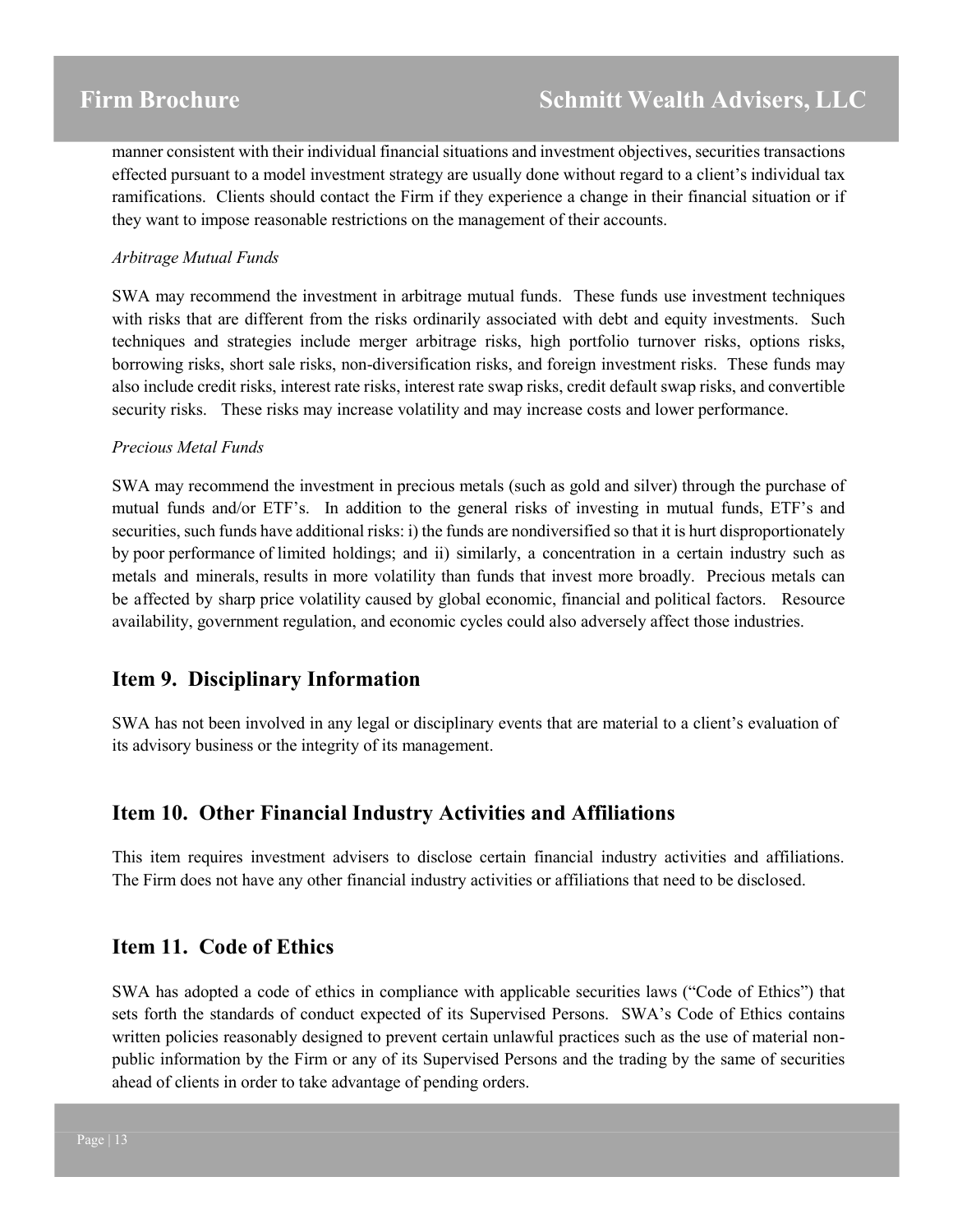manner consistent with their individual financial situations and investment objectives, securities transactions effected pursuant to a model investment strategy are usually done without regard to a client's individual tax ramifications. Clients should contact the Firm if they experience a change in their financial situation or if they want to impose reasonable restrictions on the management of their accounts.

*Arbitrage Mutual Funds*

SWA may recommend the investment in arbitrage mutual funds. These funds use investment techniques with risks that are different from the risks ordinarily associated with debt and equity investments. Such techniques and strategies include merger arbitrage risks, high portfolio turnover risks, options risks, borrowing risks, short sale risks, non-diversification risks, and foreign investment risks. These funds may also include credit risks, interest rate risks, interest rate swap risks, credit default swap risks, and convertible security risks. These risks may increase volatility and may increase costs and lower performance.

*Precious Metal Funds*

SWA may recommend the investment in precious metals (such as gold and silver) through the purchase of mutual funds and/or ETF's. In addition to the general risks of investing in mutual funds, ETF's and securities, such funds have additional risks: i) the funds are nondiversified so that it is hurt disproportionately by poor performance of limited holdings; and ii) similarly, a concentration in a certain industry such as metals and minerals, results in more volatility than funds that invest more broadly. Precious metals can be affected by sharp price volatility caused by global economic, financial and political factors. Resource availability, government regulation, and economic cycles could also adversely affect those industries.

## Item 9. Disciplinary Information

SWA has not been involved in any legal or disciplinary events that are material to a client's evaluation of its advisory business or the integrity of its management.

## Item 10. Other Financial Industry Activities and Affiliations

This item requires investment advisers to disclose certain financial industry activities and affiliations. The Firm does not have any other financial industry activities or affiliations that need to be disclosed.

## Item 11. Code of Ethics

SWA has adopted a code of ethics in compliance with applicable securities laws ("Code of Ethics") that sets forth the standards of conduct expected of its Supervised Persons. SWA's Code of Ethics contains written policies reasonably designed to prevent certain unlawful practices such as the use of material non-public information by the Firm or any of its Supervised Persons and the trading by the same of securities ahead of clients in order to take advantage of pending orders.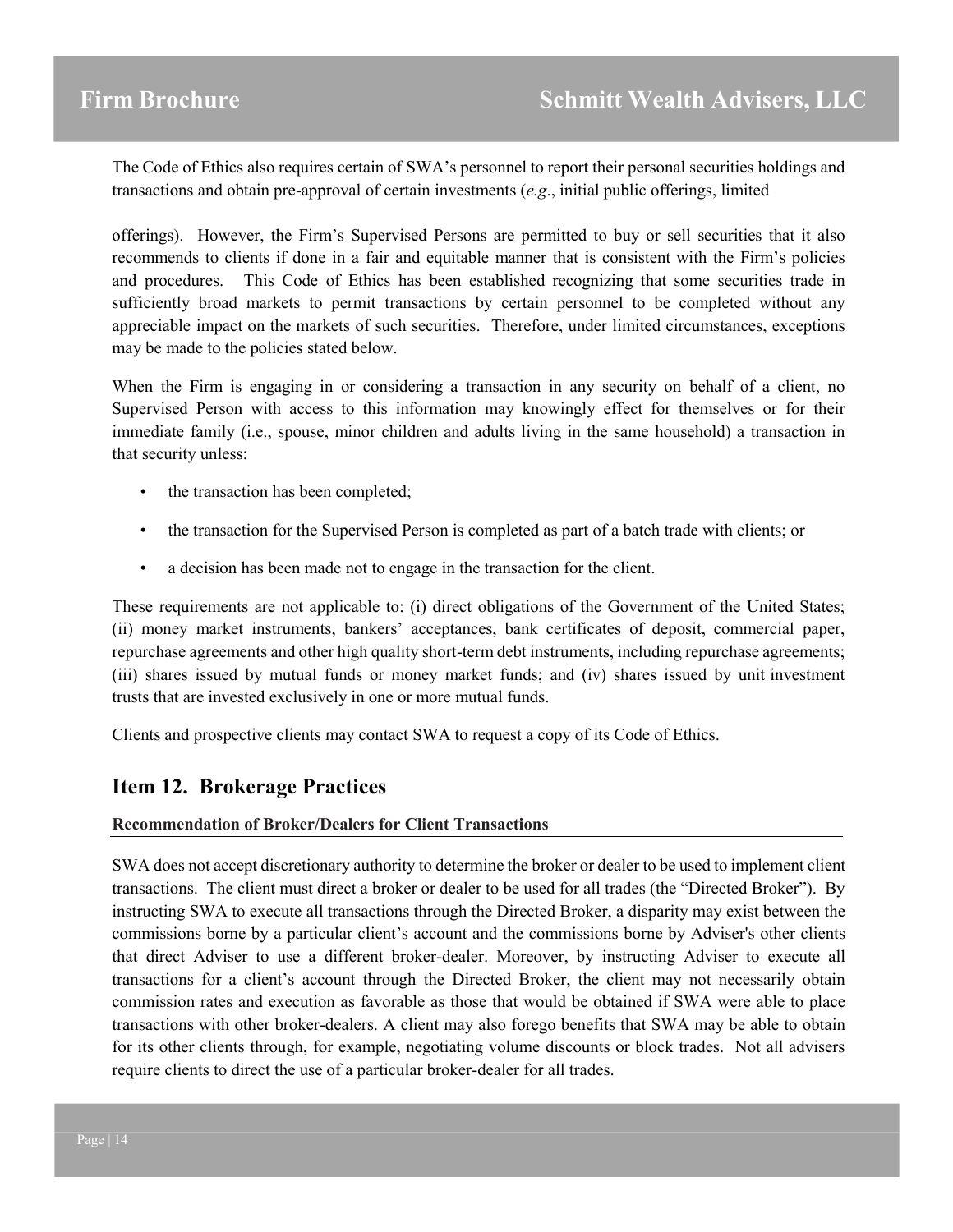The Code of Ethics also requires certain of SWA's personnel to report their personal securities holdings and transactions and obtain pre-approval of certain investments (*e.g*., initial public offerings, limited

offerings). However, the Firm's Supervised Persons are permitted to buy or sell securities that it also recommends to clients if done in a fair and equitable manner that is consistent with the Firm's policies and procedures. This Code of Ethics has been established recognizing that some securities trade in sufficiently broad markets to permit transactions by certain personnel to be completed without any appreciable impact on the markets of such securities. Therefore, under limited circumstances, exceptions may be made to the policies stated below.

When the Firm is engaging in or considering a transaction in any security on behalf of a client, no Supervised Person with access to this information may knowingly effect for themselves or for their immediate family (i.e., spouse, minor children and adults living in the same household) a transaction in that security unless:

- the transaction has been completed;
- the transaction for the Supervised Person is completed as part of a batch trade with clients; or
- a decision has been made not to engage in the transaction for the client.

These requirements are not applicable to: (i) direct obligations of the Government of the United States; (ii) money market instruments, bankers' acceptances, bank certificates of deposit, commercial paper, repurchase agreements and other high quality short-term debt instruments, including repurchase agreements; (iii) shares issued by mutual funds or money market funds; and (iv) shares issued by unit investment trusts that are invested exclusively in one or more mutual funds.

Clients and prospective clients may contact SWA to request a copy of its Code of Ethics.

## Item 12. Brokerage Practices

**Recommendation of Broker/Dealers for Client Transactions**

SWA does not accept discretionary authority to determine the broker or dealer to be used to implement client transactions. The client must direct a broker or dealer to be used for all trades (the "Directed Broker"). By instructing SWA to execute all transactions through the Directed Broker, a disparity may exist between the commissions borne by a particular client's account and the commissions borne by Adviser's other clients that direct Adviser to use a different broker-dealer. Moreover, by instructing Adviser to execute all transactions for a client's account through the Directed Broker, the client may not necessarily obtain commission rates and execution as favorable as those that would be obtained if SWA were able to place transactions with other broker-dealers. A client may also forego benefits that SWA may be able to obtain for its other clients through, for example, negotiating volume discounts or block trades. Not all advisers require clients to direct the use of a particular broker-dealer for all trades.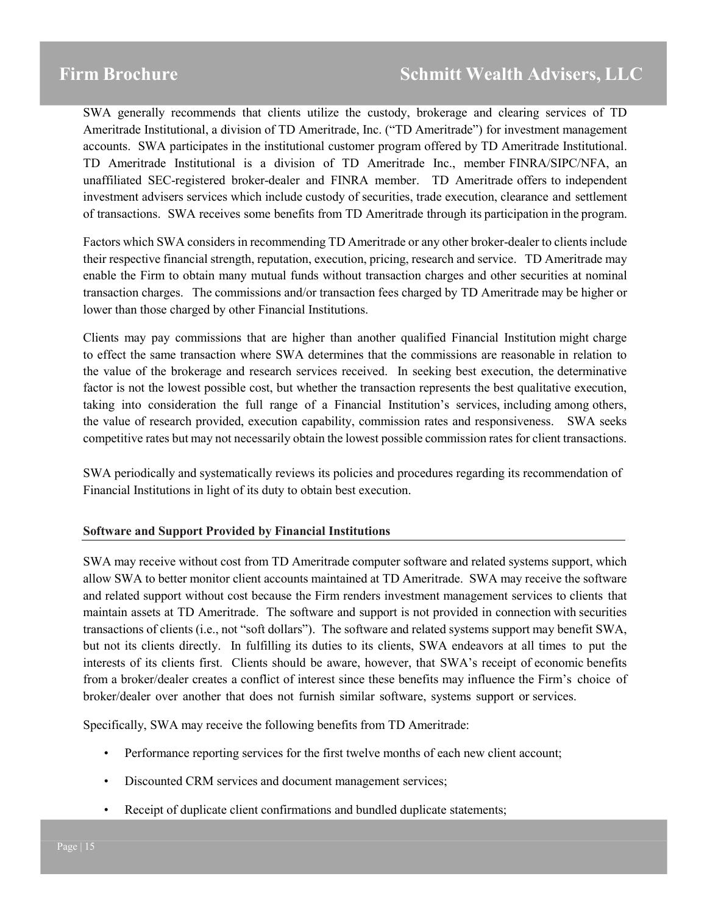SWA generally recommends that clients utilize the custody, brokerage and clearing services of TD Ameritrade Institutional, a division of TD Ameritrade, Inc. ("TD Ameritrade") for investment management accounts. SWA participates in the institutional customer program offered by TD Ameritrade Institutional. TD Ameritrade Institutional is a division of TD Ameritrade Inc., member FINRA/SIPC/NFA, an unaffiliated SEC-registered broker-dealer and FINRA member. TD Ameritrade offers to independent investment advisers services which include custody of securities, trade execution, clearance and settlement of transactions. SWA receives some benefits from TD Ameritrade through its participation in the program.

Factors which SWA considers in recommending TD Ameritrade or any other broker-dealer to clients include their respective financial strength, reputation, execution, pricing, research and service. TD Ameritrade may enable the Firm to obtain many mutual funds without transaction charges and other securities at nominal transaction charges. The commissions and/or transaction fees charged by TD Ameritrade may be higher or lower than those charged by other Financial Institutions.

Clients may pay commissions that are higher than another qualified Financial Institution might charge to effect the same transaction where SWA determines that the commissions are reasonable in relation to the value of the brokerage and research services received. In seeking best execution, the determinative factor is not the lowest possible cost, but whether the transaction represents the best qualitative execution, taking into consideration the full range of a Financial Institution's services, including among others, the value of research provided, execution capability, commission rates and responsiveness. SWA seeks competitive rates but may not necessarily obtain the lowest possible commission rates for client transactions.

SWA periodically and systematically reviews its policies and procedures regarding its recommendation of Financial Institutions in light of its duty to obtain best execution.

**Software and Support Provided by Financial Institutions**

SWA may receive without cost from TD Ameritrade computer software and related systems support, which allow SWA to better monitor client accounts maintained at TD Ameritrade. SWA may receive the software and related support without cost because the Firm renders investment management services to clients that maintain assets at TD Ameritrade. The software and support is not provided in connection with securities transactions of clients (i.e., not "soft dollars"). The software and related systems support may benefit SWA, but not its clients directly. In fulfilling its duties to its clients, SWA endeavors at all times to put the interests of its clients first. Clients should be aware, however, that SWA's receipt of economic benefits from a broker/dealer creates a conflict of interest since these benefits may influence the Firm's choice of broker/dealer over another that does not furnish similar software, systems support or services.

Specifically, SWA may receive the following benefits from TD Ameritrade:

- Performance reporting services for the first twelve months of each new client account;
- Discounted CRM services and document management services;
- Receipt of duplicate client confirmations and bundled duplicate statements;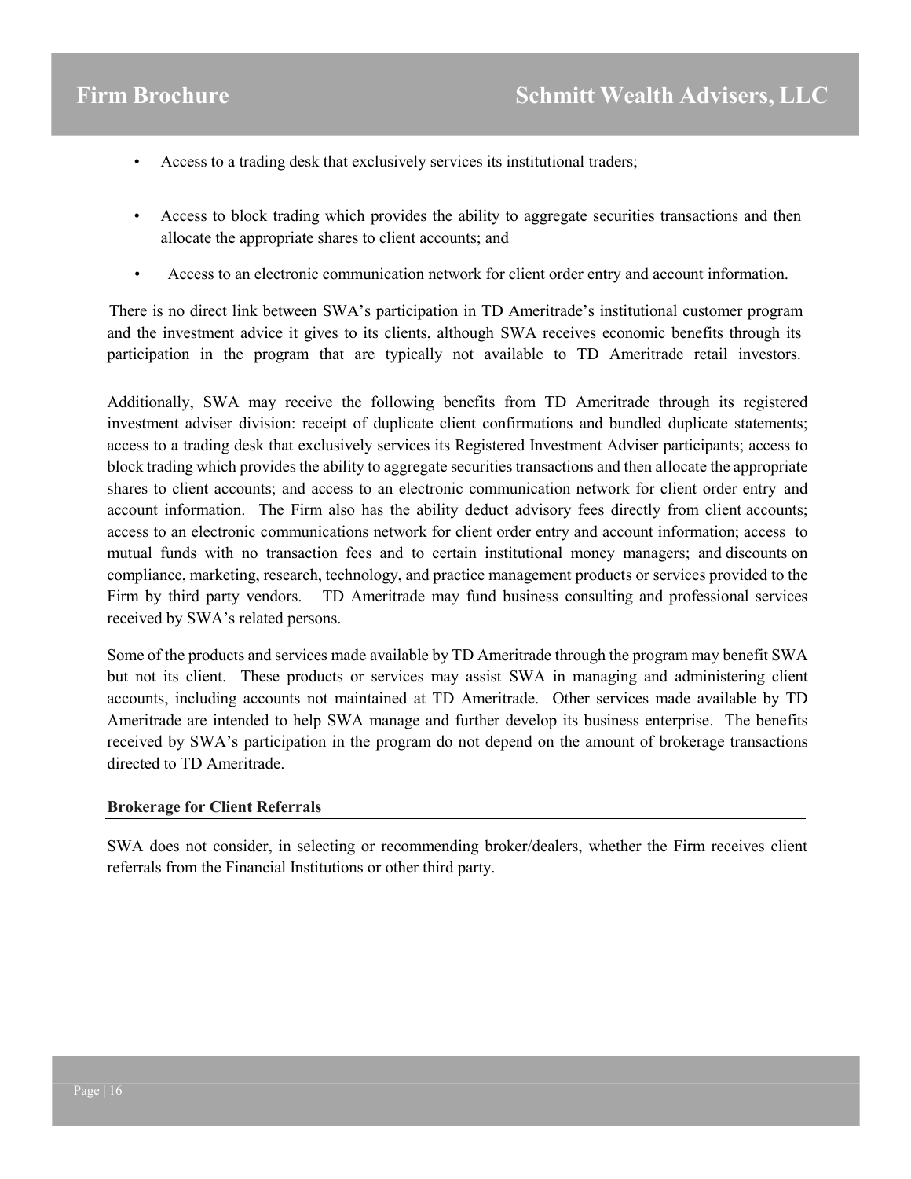- Access to a trading desk that exclusively services its institutional traders;
- Access to block trading which provides the ability to aggregate securities transactions and then allocate the appropriate shares to client accounts; and
- Access to an electronic communication network for client order entry and account information.

There is no direct link between SWA's participation in TD Ameritrade's institutional customer program and the investment advice it gives to its clients, although SWA receives economic benefits through its participation in the program that are typically not available to TD Ameritrade retail investors.

Additionally, SWA may receive the following benefits from TD Ameritrade through its registered investment adviser division: receipt of duplicate client confirmations and bundled duplicate statements; access to a trading desk that exclusively services its Registered Investment Adviser participants; access to block trading which provides the ability to aggregate securities transactions and then allocate the appropriate shares to client accounts; and access to an electronic communication network for client order entry and account information. The Firm also has the ability deduct advisory fees directly from client accounts; access to an electronic communications network for client order entry and account information; access to mutual funds with no transaction fees and to certain institutional money managers; and discounts on compliance, marketing, research, technology, and practice management products or services provided to the Firm by third party vendors. TD Ameritrade may fund business consulting and professional services received by SWA's related persons.

Some of the products and services made available by TD Ameritrade through the program may benefit SWA but not its client. These products or services may assist SWA in managing and administering client accounts, including accounts not maintained at TD Ameritrade. Other services made available by TD Ameritrade are intended to help SWA manage and further develop its business enterprise. The benefits received by SWA's participation in the program do not depend on the amount of brokerage transactions directed to TD Ameritrade.

**Brokerage for Client Referrals**

SWA does not consider, in selecting or recommending broker/dealers, whether the Firm receives client referrals from the Financial Institutions or other third party.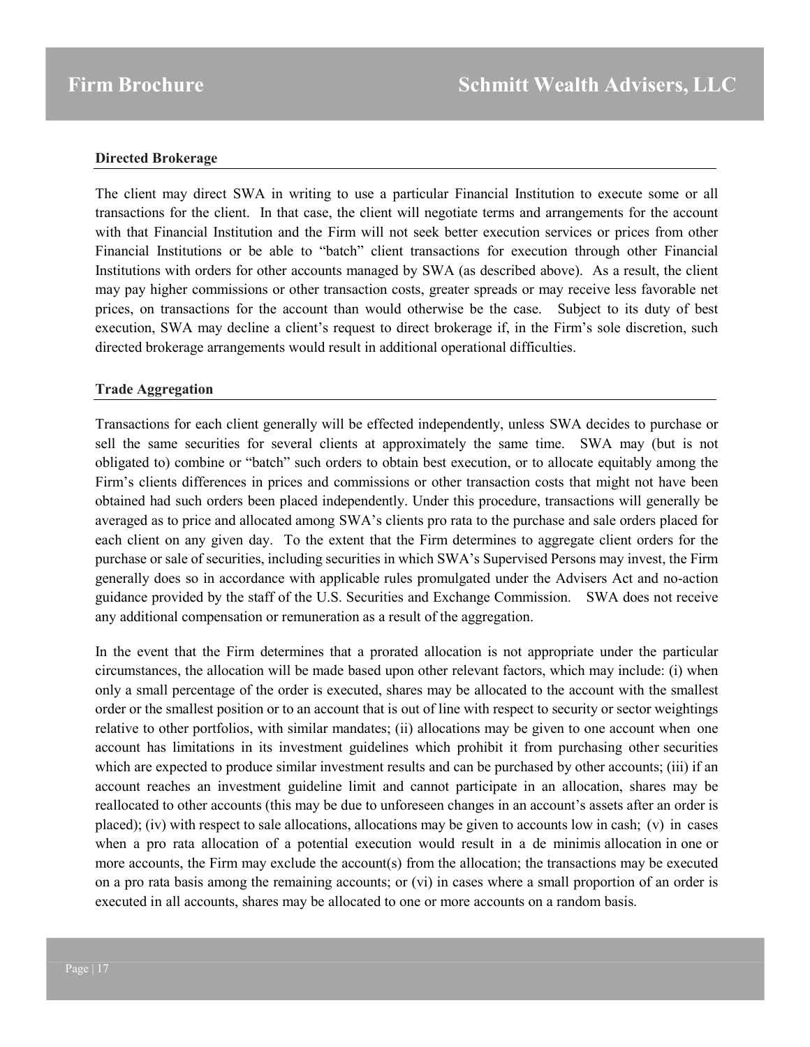**Directed Brokerage**

The client may direct SWA in writing to use a particular Financial Institution to execute some or all transactions for the client. In that case, the client will negotiate terms and arrangements for the account with that Financial Institution and the Firm will not seek better execution services or prices from other Financial Institutions or be able to "batch" client transactions for execution through other Financial Institutions with orders for other accounts managed by SWA (as described above). As a result, the client may pay higher commissions or other transaction costs, greater spreads or may receive less favorable net prices, on transactions for the account than would otherwise be the case. Subject to its duty of best execution, SWA may decline a client's request to direct brokerage if, in the Firm's sole discretion, such directed brokerage arrangements would result in additional operational difficulties.

**Trade Aggregation**

Transactions for each client generally will be effected independently, unless SWA decides to purchase or sell the same securities for several clients at approximately the same time. SWA may (but is not obligated to) combine or "batch" such orders to obtain best execution, or to allocate equitably among the Firm's clients differences in prices and commissions or other transaction costs that might not have been obtained had such orders been placed independently. Under this procedure, transactions will generally be averaged as to price and allocated among SWA's clients pro rata to the purchase and sale orders placed for each client on any given day. To the extent that the Firm determines to aggregate client orders for the purchase or sale of securities, including securities in which SWA's Supervised Persons may invest, the Firm generally does so in accordance with applicable rules promulgated under the Advisers Act and no-action guidance provided by the staff of the U.S. Securities and Exchange Commission. SWA does not receive any additional compensation or remuneration as a result of the aggregation.

In the event that the Firm determines that a prorated allocation is not appropriate under the particular circumstances, the allocation will be made based upon other relevant factors, which may include: (i) when only a small percentage of the order is executed, shares may be allocated to the account with the smallest order or the smallest position or to an account that is out of line with respect to security or sector weightings relative to other portfolios, with similar mandates; (ii) allocations may be given to one account when one account has limitations in its investment guidelines which prohibit it from purchasing other securities which are expected to produce similar investment results and can be purchased by other accounts; (iii) if an account reaches an investment guideline limit and cannot participate in an allocation, shares may be reallocated to other accounts (this may be due to unforeseen changes in an account's assets after an order is placed); (iv) with respect to sale allocations, allocations may be given to accounts low in cash; (v) in cases when a pro rata allocation of a potential execution would result in a de minimis allocation in one or more accounts, the Firm may exclude the account(s) from the allocation; the transactions may be executed on a pro rata basis among the remaining accounts; or (vi) in cases where a small proportion of an order is executed in all accounts, shares may be allocated to one or more accounts on a random basis.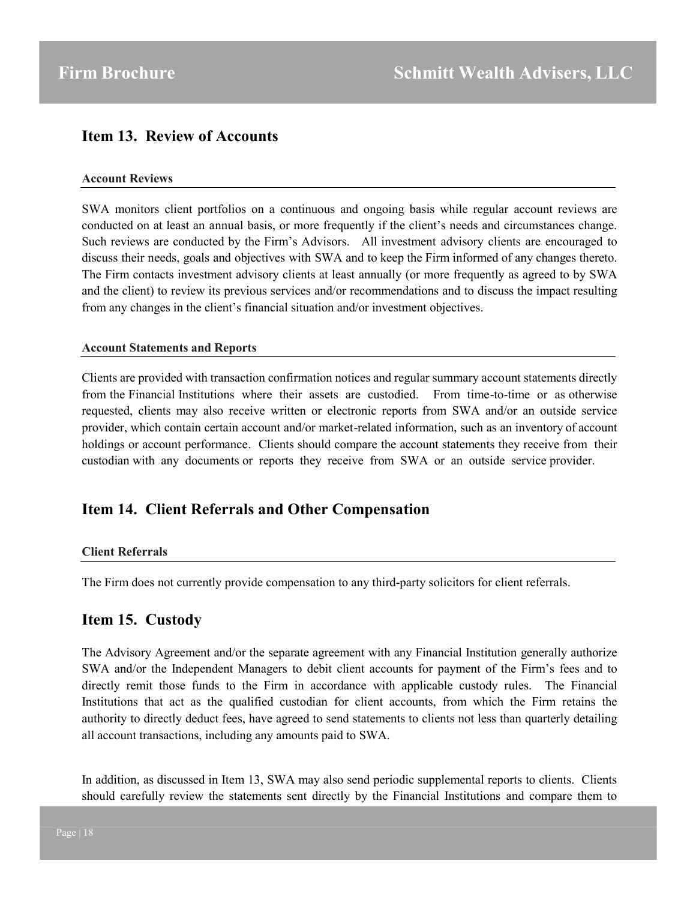## Item 13. Review of Accounts

### Account Reviews

SWA monitors client portfolios on a continuous and ongoing basis while regular account reviews are conducted on at least an annual basis, or more frequently if the client's needs and circumstances change. Such reviews are conducted by the Firm's Advisors. All investment advisory clients are encouraged to discuss their needs, goals and objectives with SWA and to keep the Firm informed of any changes thereto. The Firm contacts investment advisory clients at least annually (or more frequently as agreed to by SWA and the client) to review its previous services and/or recommendations and to discuss the impact resulting from any changes in the client's financial situation and/or investment objectives.

### Account Statements and Reports

Clients are provided with transaction confirmation notices and regular summary account statements directly from the Financial Institutions where their assets are custodied. From time-to-time or as otherwise requested, clients may also receive written or electronic reports from SWA and/or an outside service provider, which contain certain account and/or market-related information, such as an inventory of account holdings or account performance. Clients should compare the account statements they receive from their custodian with any documents or reports they receive from SWA or an outside service provider.

## Item 14. Client Referrals and Other Compensation

### Client Referrals

The Firm does not currently provide compensation to any third-party solicitors for client referrals.

## Item 15. Custody

The Advisory Agreement and/or the separate agreement with any Financial Institution generally authorize SWA and/or the Independent Managers to debit client accounts for payment of the Firm's fees and to directly remit those funds to the Firm in accordance with applicable custody rules. The Financial Institutions that act as the qualified custodian for client accounts, from which the Firm retains the authority to directly deduct fees, have agreed to send statements to clients not less than quarterly detailing all account transactions, including any amounts paid to SWA.

In addition, as discussed in Item 13, SWA may also send periodic supplemental reports to clients. Clients should carefully review the statements sent directly by the Financial Institutions and compare them to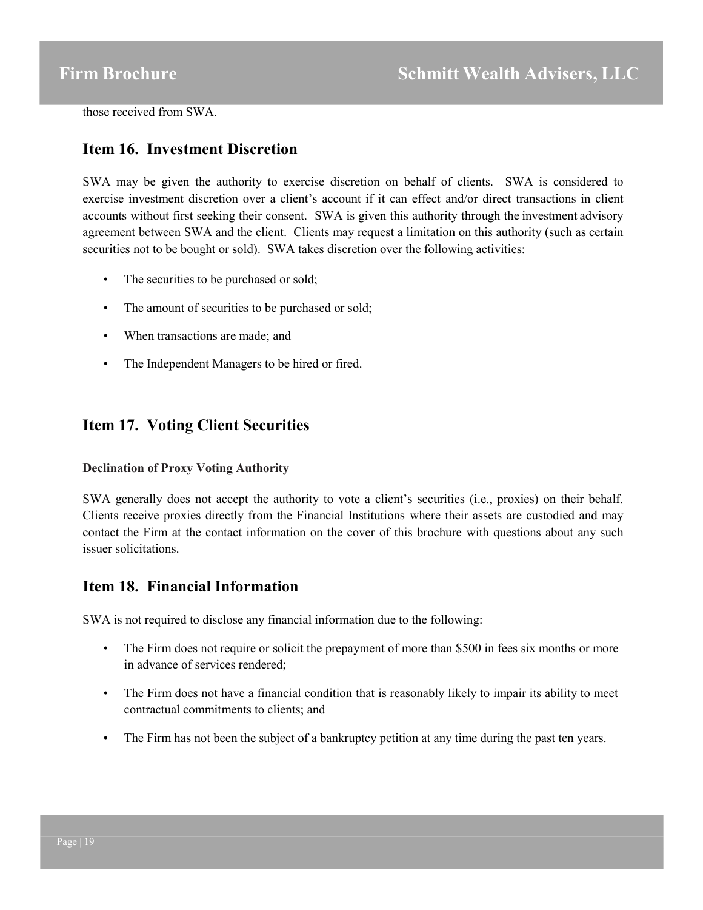those received from SWA.

## Item 16. Investment Discretion

SWA may be given the authority to exercise discretion on behalf of clients. SWA is considered to exercise investment discretion over a client's account if it can effect and/or direct transactions in client accounts without first seeking their consent. SWA is given this authority through the investment advisory agreement between SWA and the client. Clients may request a limitation on this authority (such as certain securities not to be bought or sold). SWA takes discretion over the following activities:

- The securities to be purchased or sold;
- The amount of securities to be purchased or sold;
- When transactions are made; and
- The Independent Managers to be hired or fired.

## Item 17. Voting Client Securities

**Declination of Proxy Voting Authority**

SWA generally does not accept the authority to vote a client's securities (i.e., proxies) on their behalf. Clients receive proxies directly from the Financial Institutions where their assets are custodied and may contact the Firm at the contact information on the cover of this brochure with questions about any such issuer solicitations.

## Item 18. Financial Information

SWA is not required to disclose any financial information due to the following:

- The Firm does not require or solicit the prepayment of more than $500 in fees six months or more in advance of services rendered;
- The Firm does not have a financial condition that is reasonably likely to impair its ability to meet contractual commitments to clients; and
- The Firm has not been the subject of a bankruptcy petition at any time during the past ten years.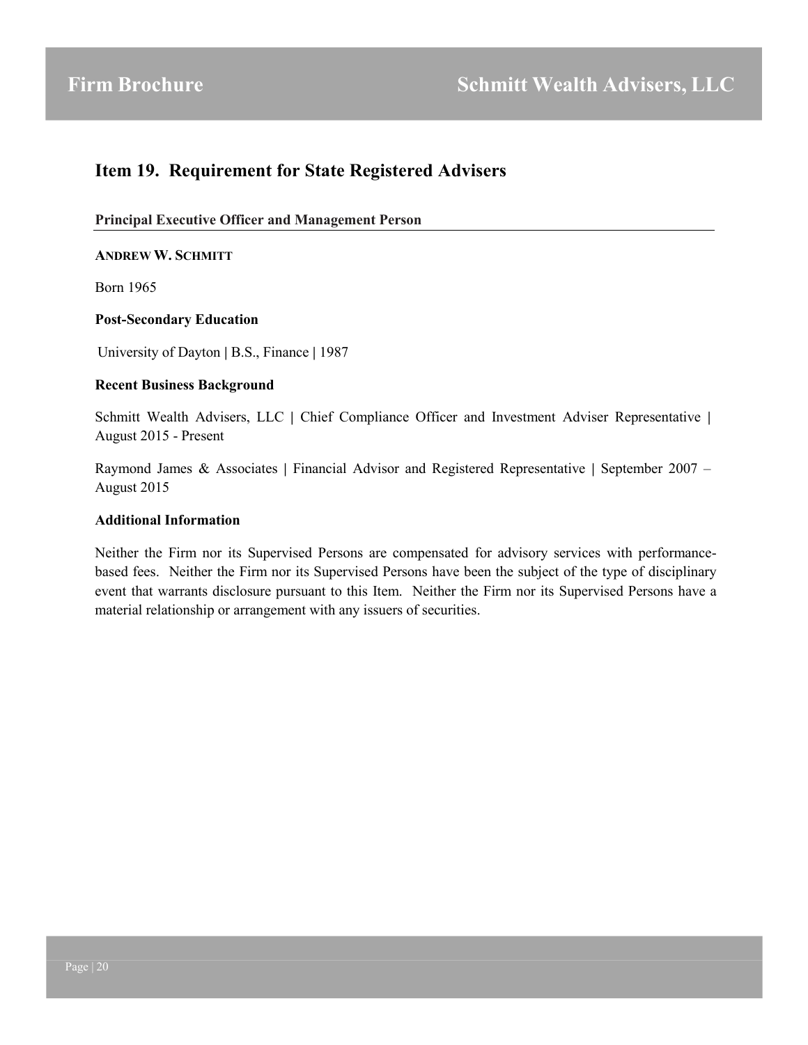## Item 19. Requirement for State Registered Advisers

**Principal Executive Officer and Management Person**

**ANDREW W. SCHMITT**

Born 1965

**Post-Secondary Education**

University of Dayton | B.S., Finance | 1987

**Recent Business Background**

Schmitt Wealth Advisers, LLC | Chief Compliance Officer and Investment Adviser Representative | August 2015 - Present

Raymond James & Associates | Financial Advisor and Registered Representative | September 2007 – August 2015

**Additional Information**

Neither the Firm nor its Supervised Persons are compensated for advisory services with performance-based fees. Neither the Firm nor its Supervised Persons have been the subject of the type of disciplinary event that warrants disclosure pursuant to this Item. Neither the Firm nor its Supervised Persons have a material relationship or arrangement with any issuers of securities.